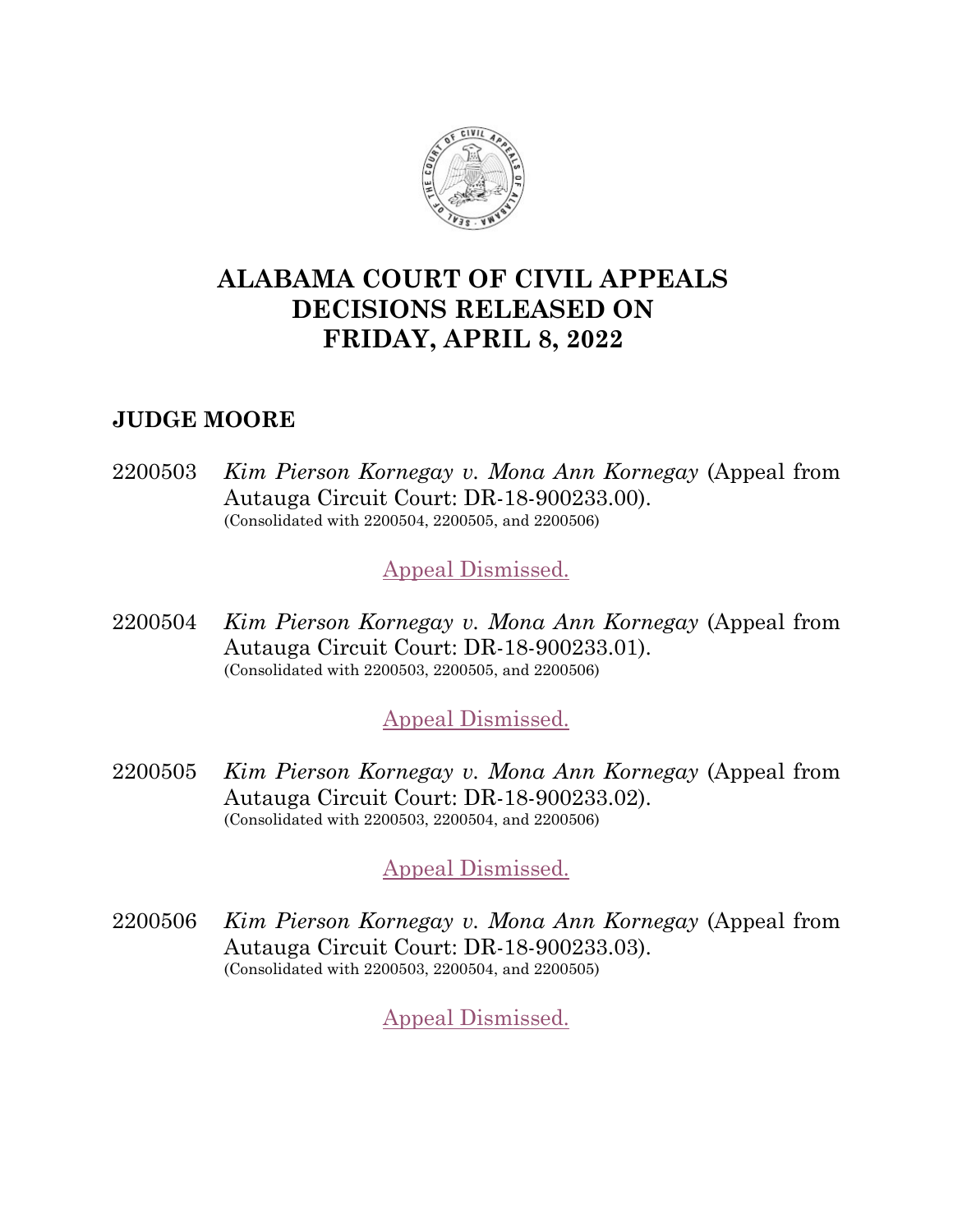# ALABAMA COURT OF CIVIL APPEALS DECISIONS RELEASED ON FRIDAY, APRIL 8, 2022

## JUDGE MOORE

2200503 *Kim Pierson Kornegay v. Mona Ann Kornegay* (Appeal from Autauga Circuit Court: DR-18-900233.00).
(Consolidated with 2200504, 2200505, and 2200506)

Appeal Dismissed.

2200504 *Kim Pierson Kornegay v. Mona Ann Kornegay* (Appeal from Autauga Circuit Court: DR-18-900233.01).
(Consolidated with 2200503, 2200505, and 2200506)

Appeal Dismissed.

2200505 *Kim Pierson Kornegay v. Mona Ann Kornegay* (Appeal from Autauga Circuit Court: DR-18-900233.02).
(Consolidated with 2200503, 2200504, and 2200506)

Appeal Dismissed.

2200506 *Kim Pierson Kornegay v. Mona Ann Kornegay* (Appeal from Autauga Circuit Court: DR-18-900233.03).
(Consolidated with 2200503, 2200504, and 2200505)

Appeal Dismissed.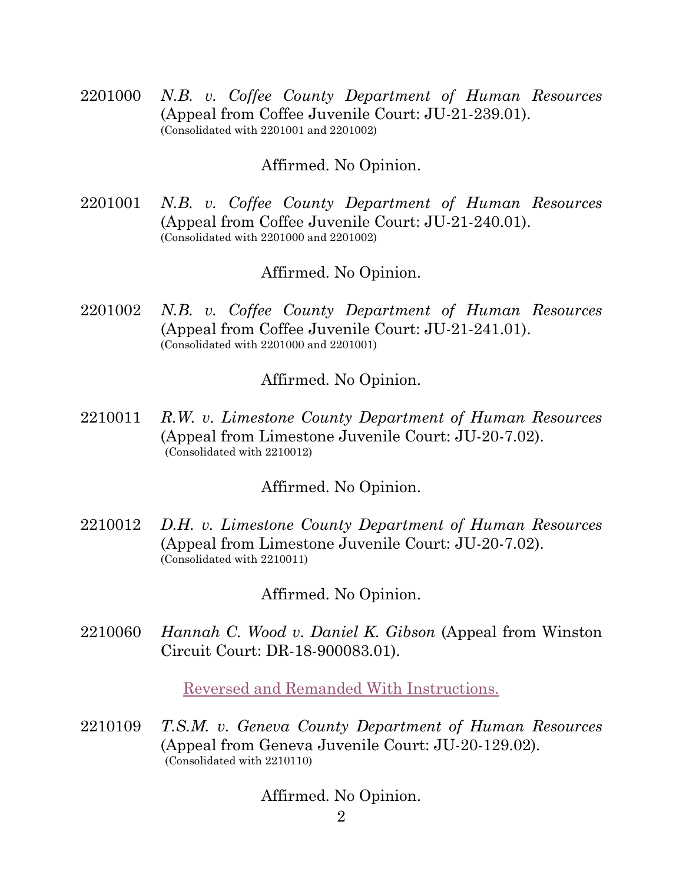2201000 *N.B. v. Coffee County Department of Human Resources* (Appeal from Coffee Juvenile Court: JU-21-239.01).
(Consolidated with 2201001 and 2201002)

Affirmed. No Opinion.

2201001 *N.B. v. Coffee County Department of Human Resources* (Appeal from Coffee Juvenile Court: JU-21-240.01).
(Consolidated with 2201000 and 2201002)

Affirmed. No Opinion.

2201002 *N.B. v. Coffee County Department of Human Resources* (Appeal from Coffee Juvenile Court: JU-21-241.01).
(Consolidated with 2201000 and 2201001)

Affirmed. No Opinion.

2210011 *R.W. v. Limestone County Department of Human Resources* (Appeal from Limestone Juvenile Court: JU-20-7.02).
(Consolidated with 2210012)

Affirmed. No Opinion.

2210012 *D.H. v. Limestone County Department of Human Resources* (Appeal from Limestone Juvenile Court: JU-20-7.02).
(Consolidated with 2210011)

Affirmed. No Opinion.

2210060 *Hannah C. Wood v. Daniel K. Gibson* (Appeal from Winston Circuit Court: DR-18-900083.01).

Reversed and Remanded With Instructions.

2210109 *T.S.M. v. Geneva County Department of Human Resources* (Appeal from Geneva Juvenile Court: JU-20-129.02).
(Consolidated with 2210110)

Affirmed. No Opinion.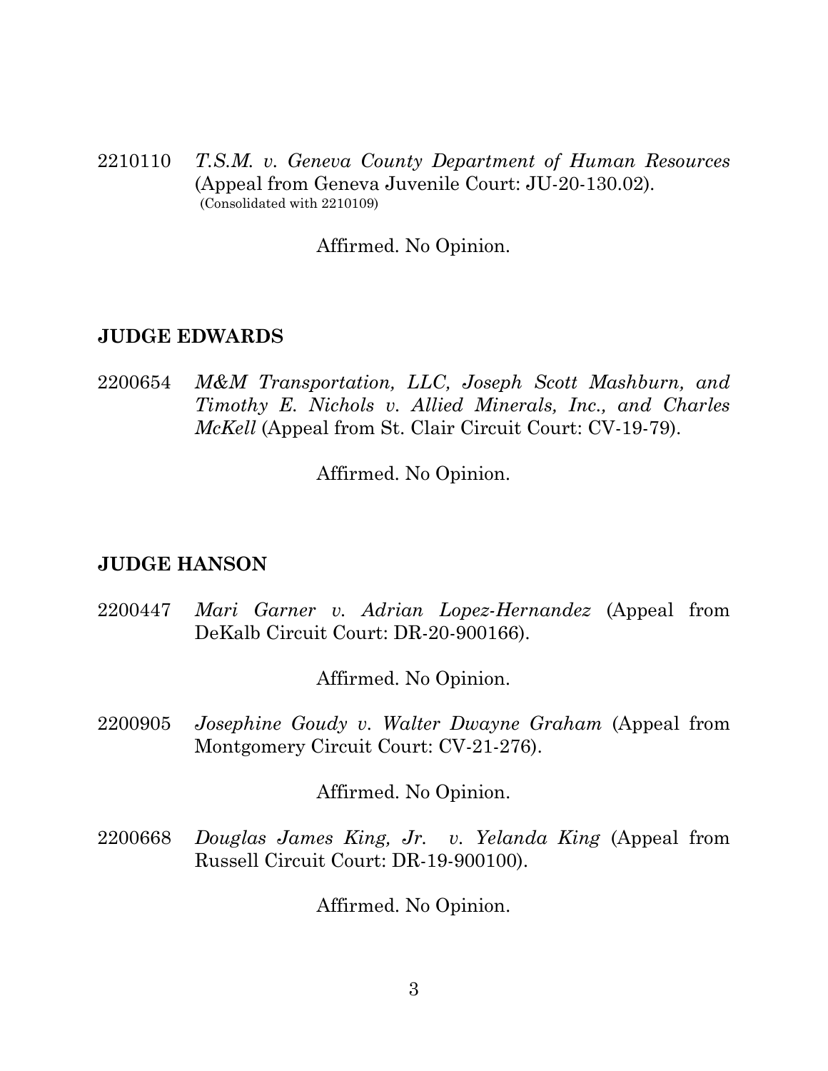2210110 *T.S.M. v. Geneva County Department of Human Resources* (Appeal from Geneva Juvenile Court: JU-20-130.02).
(Consolidated with 2210109)

Affirmed. No Opinion.

**JUDGE EDWARDS**

2200654 *M&M Transportation, LLC, Joseph Scott Mashburn, and Timothy E. Nichols v. Allied Minerals, Inc., and Charles McKell* (Appeal from St. Clair Circuit Court: CV-19-79).

Affirmed. No Opinion.

**JUDGE HANSON**

2200447 *Mari Garner v. Adrian Lopez-Hernandez* (Appeal from DeKalb Circuit Court: DR-20-900166).

Affirmed. No Opinion.

2200905 *Josephine Goudy v. Walter Dwayne Graham* (Appeal from Montgomery Circuit Court: CV-21-276).

Affirmed. No Opinion.

2200668 *Douglas James King, Jr. v. Yelanda King* (Appeal from Russell Circuit Court: DR-19-900100).

Affirmed. No Opinion.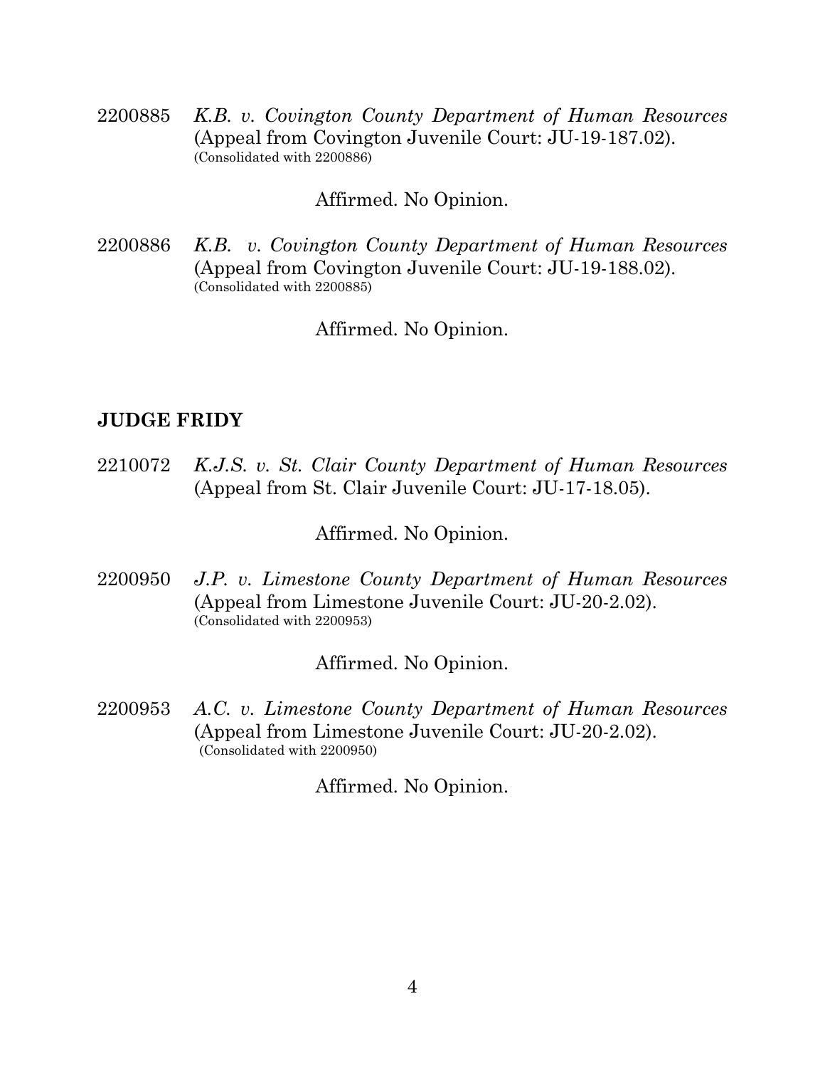2200885 *K.B. v. Covington County Department of Human Resources* (Appeal from Covington Juvenile Court: JU-19-187.02).
(Consolidated with 2200886)

Affirmed. No Opinion.

2200886 *K.B. v. Covington County Department of Human Resources* (Appeal from Covington Juvenile Court: JU-19-188.02).
(Consolidated with 2200885)

Affirmed. No Opinion.

**JUDGE FRIDY**

2210072 *K.J.S. v. St. Clair County Department of Human Resources* (Appeal from St. Clair Juvenile Court: JU-17-18.05).

Affirmed. No Opinion.

2200950 *J.P. v. Limestone County Department of Human Resources* (Appeal from Limestone Juvenile Court: JU-20-2.02).
(Consolidated with 2200953)

Affirmed. No Opinion.

2200953 *A.C. v. Limestone County Department of Human Resources* (Appeal from Limestone Juvenile Court: JU-20-2.02).
(Consolidated with 2200950)

Affirmed. No Opinion.